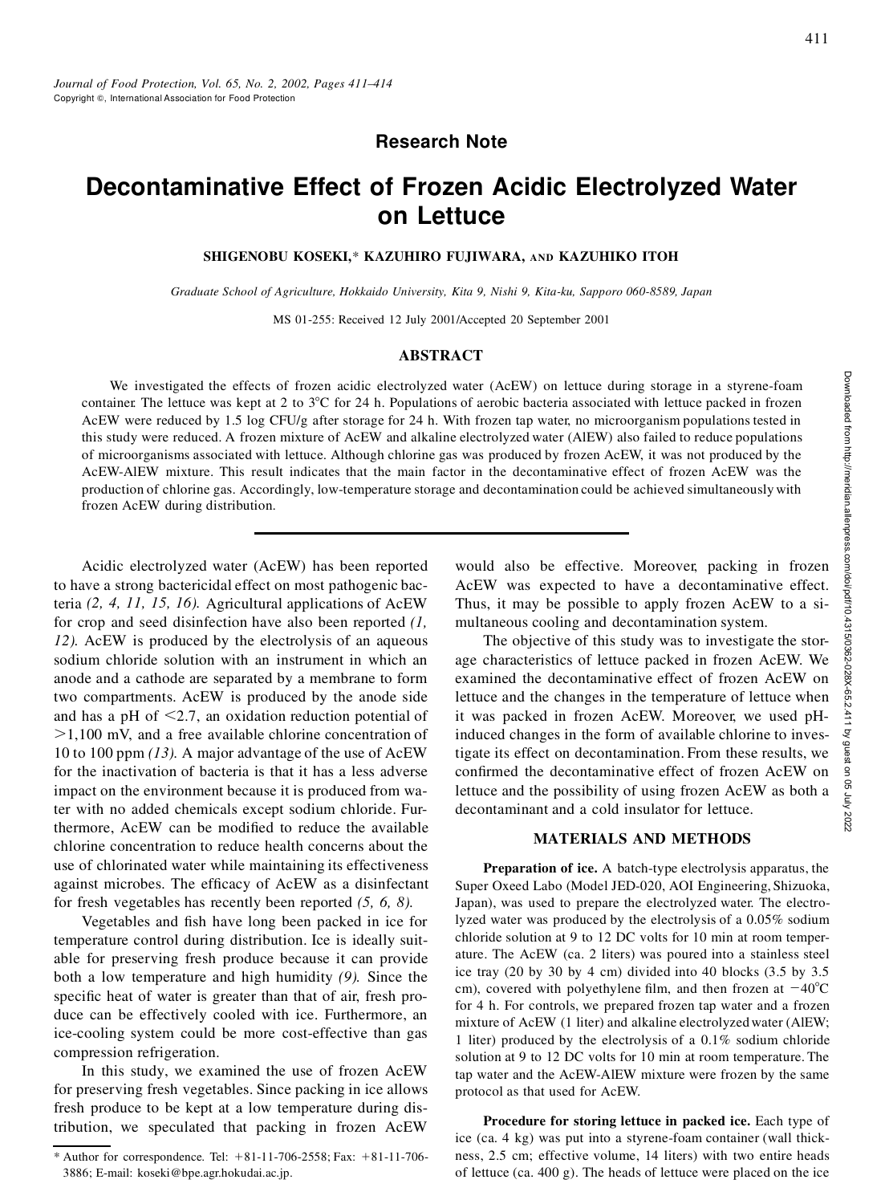Research Note

# Decontaminative Effect of Frozen Acidic Electrolyzed Water on Lettuce

**SHIGENOBU KOSEKI,* KAZUHIRO FUJIWARA, AND KAZUHIKO ITOH**

*Graduate School of Agriculture, Hokkaido University, Kita 9, Nishi 9, Kita-ku, Sapporo 060-8589, Japan*

MS 01-255: Received 12 July 2001/Accepted 20 September 2001

## ABSTRACT

We investigated the effects of frozen acidic electrolyzed water (AcEW) on lettuce during storage in a styrene-foam container. The lettuce was kept at 2 to 3°C for 24 h. Populations of aerobic bacteria associated with lettuce packed in frozen AcEW were reduced by 1.5 log CFU/g after storage for 24 h. With frozen tap water, no microorganism populations tested in this study were reduced. A frozen mixture of AcEW and alkaline electrolyzed water (AlEW) also failed to reduce populations of microorganisms associated with lettuce. Although chlorine gas was produced by frozen AcEW, it was not produced by the AcEW-AlEW mixture. This result indicates that the main factor in the decontaminative effect of frozen AcEW was the production of chlorine gas. Accordingly, low-temperature storage and decontamination could be achieved simultaneously with frozen AcEW during distribution.

Acidic electrolyzed water (AcEW) has been reported to have a strong bactericidal effect on most pathogenic bacteria *(2, 4, 11, 15, 16)*. Agricultural applications of AcEW for crop and seed disinfection have also been reported *(1, 12)*. AcEW is produced by the electrolysis of an aqueous sodium chloride solution with an instrument in which an anode and a cathode are separated by a membrane to form two compartments. AcEW is produced by the anode side and has a pH of <2.7, an oxidation reduction potential of >1,100 mV, and a free available chlorine concentration of 10 to 100 ppm *(13)*. A major advantage of the use of AcEW for the inactivation of bacteria is that it has a less adverse impact on the environment because it is produced from water with no added chemicals except sodium chloride. Furthermore, AcEW can be modified to reduce the available chlorine concentration to reduce health concerns about the use of chlorinated water while maintaining its effectiveness against microbes. The efficacy of AcEW as a disinfectant for fresh vegetables has recently been reported *(5, 6, 8)*.

Vegetables and fish have long been packed in ice for temperature control during distribution. Ice is ideally suitable for preserving fresh produce because it can provide both a low temperature and high humidity *(9)*. Since the specific heat of water is greater than that of air, fresh produce can be effectively cooled with ice. Furthermore, an ice-cooling system could be more cost-effective than gas compression refrigeration.

In this study, we examined the use of frozen AcEW for preserving fresh vegetables. Since packing in ice allows fresh produce to be kept at a low temperature during distribution, we speculated that packing in frozen AcEW would also be effective. Moreover, packing in frozen AcEW was expected to have a decontaminative effect. Thus, it may be possible to apply frozen AcEW to a simultaneous cooling and decontamination system.

The objective of this study was to investigate the storage characteristics of lettuce packed in frozen AcEW. We examined the decontaminative effect of frozen AcEW on lettuce and the changes in the temperature of lettuce when it was packed in frozen AcEW. Moreover, we used pH-induced changes in the form of available chlorine to investigate its effect on decontamination. From these results, we confirmed the decontaminative effect of frozen AcEW on lettuce and the possibility of using frozen AcEW as both a decontaminant and a cold insulator for lettuce.

## MATERIALS AND METHODS

**Preparation of ice.** A batch-type electrolysis apparatus, the Super Oxeed Labo (Model JED-020, AOI Engineering, Shizuoka, Japan), was used to prepare the electrolyzed water. The electrolyzed water was produced by the electrolysis of a 0.05% sodium chloride solution at 9 to 12 DC volts for 10 min at room temperature. The AcEW (ca. 2 liters) was poured into a stainless steel ice tray (20 by 30 by 4 cm) divided into 40 blocks (3.5 by 3.5 cm), covered with polyethylene film, and then frozen at −40°C for 4 h. For controls, we prepared frozen tap water and a frozen mixture of AcEW (1 liter) and alkaline electrolyzed water (AlEW; 1 liter) produced by the electrolysis of a 0.1% sodium chloride solution at 9 to 12 DC volts for 10 min at room temperature. The tap water and the AcEW-AlEW mixture were frozen by the same protocol as that used for AcEW.

**Procedure for storing lettuce in packed ice.** Each type of ice (ca. 4 kg) was put into a styrene-foam container (wall thickness, 2.5 cm; effective volume, 14 liters) with two entire heads of lettuce (ca. 400 g). The heads of lettuce were placed on the ice

---

* Author for correspondence. Tel: +81-11-706-2558; Fax: +81-11-706-3886; E-mail: koseki@bpe.agr.hokudai.ac.jp.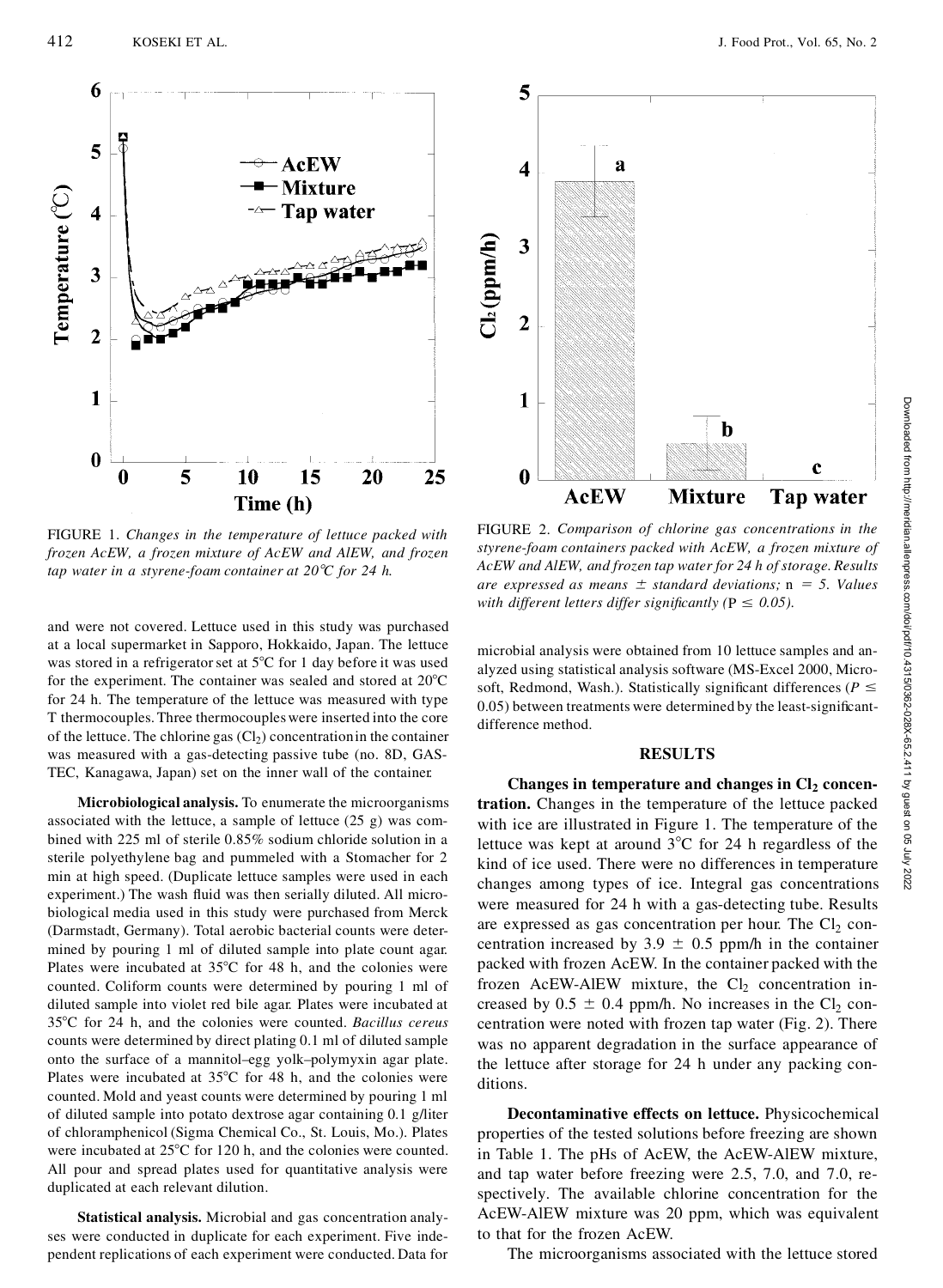FIGURE 1. *Changes in the temperature of lettuce packed with frozen AcEW, a frozen mixture of AcEW and AlEW, and frozen tap water in a styrene-foam container at 20°C for 24 h.*

FIGURE 2. *Comparison of chlorine gas concentrations in the styrene-foam containers packed with AcEW, a frozen mixture of AcEW and AlEW, and frozen tap water for 24 h of storage. Results are expressed as means ± standard deviations; n = 5. Values with different letters differ significantly (P ≤ 0.05).*

and were not covered. Lettuce used in this study was purchased at a local supermarket in Sapporo, Hokkaido, Japan. The lettuce was stored in a refrigerator set at 5°C for 1 day before it was used for the experiment. The container was sealed and stored at 20°C for 24 h. The temperature of the lettuce was measured with type T thermocouples. Three thermocouples were inserted into the core of the lettuce. The chlorine gas ($Cl_2$) concentration in the container was measured with a gas-detecting passive tube (no. 8D, GASTEC, Kanagawa, Japan) set on the inner wall of the container.

**Microbiological analysis.** To enumerate the microorganisms associated with the lettuce, a sample of lettuce (25 g) was combined with 225 ml of sterile 0.85% sodium chloride solution in a sterile polyethylene bag and pummeled with a Stomacher for 2 min at high speed. (Duplicate lettuce samples were used in each experiment.) The wash fluid was then serially diluted. All microbiological media used in this study were purchased from Merck (Darmstadt, Germany). Total aerobic bacterial counts were determined by pouring 1 ml of diluted sample into plate count agar. Plates were incubated at 35°C for 48 h, and the colonies were counted. Coliform counts were determined by pouring 1 ml of diluted sample into violet red bile agar. Plates were incubated at 35°C for 24 h, and the colonies were counted. *Bacillus cereus* counts were determined by direct plating 0.1 ml of diluted sample onto the surface of a mannitol–egg yolk–polymyxin agar plate. Plates were incubated at 35°C for 48 h, and the colonies were counted. Mold and yeast counts were determined by pouring 1 ml of diluted sample into potato dextrose agar containing 0.1 g/liter of chloramphenicol (Sigma Chemical Co., St. Louis, Mo.). Plates were incubated at 25°C for 120 h, and the colonies were counted. All pour and spread plates used for quantitative analysis were duplicated at each relevant dilution.

**Statistical analysis.** Microbial and gas concentration analyses were conducted in duplicate for each experiment. Five independent replications of each experiment were conducted. Data for microbial analysis were obtained from 10 lettuce samples and analyzed using statistical analysis software (MS-Excel 2000, Microsoft, Redmond, Wash.). Statistically significant differences ($P \leq 0.05$) between treatments were determined by the least-significant-difference method.

## RESULTS

**Changes in temperature and changes in $Cl_2$ concentration.** Changes in the temperature of the lettuce packed with ice are illustrated in Figure 1. The temperature of the lettuce was kept at around 3°C for 24 h regardless of the kind of ice used. There were no differences in temperature changes among types of ice. Integral gas concentrations were measured for 24 h with a gas-detecting tube. Results are expressed as gas concentration per hour. The $Cl_2$ concentration increased by 3.9 ± 0.5 ppm/h in the container packed with frozen AcEW. In the container packed with the frozen AcEW-AlEW mixture, the $Cl_2$ concentration increased by 0.5 ± 0.4 ppm/h. No increases in the $Cl_2$ concentration were noted with frozen tap water (Fig. 2). There was no apparent degradation in the surface appearance of the lettuce after storage for 24 h under any packing conditions.

**Decontaminative effects on lettuce.** Physicochemical properties of the tested solutions before freezing are shown in Table 1. The pHs of AcEW, the AcEW-AlEW mixture, and tap water before freezing were 2.5, 7.0, and 7.0, respectively. The available chlorine concentration for the AcEW-AlEW mixture was 20 ppm, which was equivalent to that for the frozen AcEW.

The microorganisms associated with the lettuce stored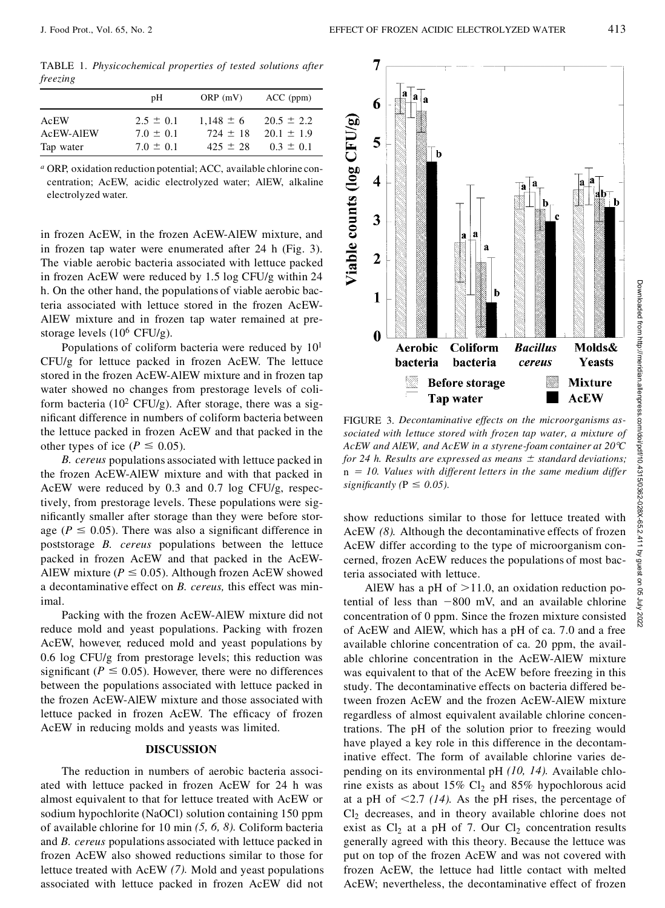TABLE 1. *Physicochemical properties of tested solutions after freezing*

| | pH | ORP (mV) | ACC (ppm) |
|---|---|---|---|
| AcEW | 2.5 ± 0.1 | 1,148 ± 6 | 20.5 ± 2.2 |
| AcEW-AlEW | 7.0 ± 0.1 | 724 ± 18 | 20.1 ± 1.9 |
| Tap water | 7.0 ± 0.1 | 425 ± 28 | 0.3 ± 0.1 |

[a] ORP, oxidation reduction potential; ACC, available chlorine concentration; AcEW, acidic electrolyzed water; AlEW, alkaline electrolyzed water.

in frozen AcEW, in the frozen AcEW-AlEW mixture, and in frozen tap water were enumerated after 24 h (Fig. 3). The viable aerobic bacteria associated with lettuce packed in frozen AcEW were reduced by 1.5 log CFU/g within 24 h. On the other hand, the populations of viable aerobic bacteria associated with lettuce stored in the frozen AcEW-AlEW mixture and in frozen tap water remained at prestorage levels ($10^6$ CFU/g).

Populations of coliform bacteria were reduced by $10^1$ CFU/g for lettuce packed in frozen AcEW. The lettuce stored in the frozen AcEW-AlEW mixture and in frozen tap water showed no changes from prestorage levels of coliform bacteria ($10^2$ CFU/g). After storage, there was a significant difference in numbers of coliform bacteria between the lettuce packed in frozen AcEW and that packed in the other types of ice ($P \leq 0.05$).

*B. cereus* populations associated with lettuce packed in the frozen AcEW-AlEW mixture and with that packed in AcEW were reduced by 0.3 and 0.7 log CFU/g, respectively, from prestorage levels. These populations were significantly smaller after storage than they were before storage ($P \leq 0.05$). There was also a significant difference in poststorage *B. cereus* populations between the lettuce packed in frozen AcEW and that packed in the AcEW-AlEW mixture ($P \leq 0.05$). Although frozen AcEW showed a decontaminative effect on *B. cereus,* this effect was minimal.

Packing with the frozen AcEW-AlEW mixture did not reduce mold and yeast populations. Packing with frozen AcEW, however, reduced mold and yeast populations by 0.6 log CFU/g from prestorage levels; this reduction was significant ($P \leq 0.05$). However, there were no differences between the populations associated with lettuce packed in the frozen AcEW-AlEW mixture and those associated with lettuce packed in frozen AcEW. The efficacy of frozen AcEW in reducing molds and yeasts was limited.

## DISCUSSION

The reduction in numbers of aerobic bacteria associated with lettuce packed in frozen AcEW for 24 h was almost equivalent to that for lettuce treated with AcEW or sodium hypochlorite (NaOCl) solution containing 150 ppm of available chlorine for 10 min *(5, 6, 8).* Coliform bacteria and *B. cereus* populations associated with lettuce packed in frozen AcEW also showed reductions similar to those for lettuce treated with AcEW *(7).* Mold and yeast populations associated with lettuce packed in frozen AcEW did not show reductions similar to those for lettuce treated with AcEW *(8).* Although the decontaminative effects of frozen AcEW differ according to the type of microorganism concerned, frozen AcEW reduces the populations of most bacteria associated with lettuce.

FIGURE 3. *Decontaminative effects on the microorganisms associated with lettuce stored with frozen tap water, a mixture of AcEW and AlEW, and AcEW in a styrene-foam container at 20°C for 24 h. Results are expressed as means ± standard deviations;* n *= 10. Values with different letters in the same medium differ significantly (*P *≤ 0.05).*

AlEW has a pH of >11.0, an oxidation reduction potential of less than −800 mV, and an available chlorine concentration of 0 ppm. Since the frozen mixture consisted of AcEW and AlEW, which has a pH of ca. 7.0 and a free available chlorine concentration of ca. 20 ppm, the available chlorine concentration in the AcEW-AlEW mixture was equivalent to that of the AcEW before freezing in this study. The decontaminative effects on bacteria differed between frozen AcEW and the frozen AcEW-AlEW mixture regardless of almost equivalent available chlorine concentrations. The pH of the solution prior to freezing would have played a key role in this difference in the decontaminative effect. The form of available chlorine varies depending on its environmental pH *(10, 14).* Available chlorine exists as about 15% $Cl_2$ and 85% hypochlorous acid at a pH of <2.7 *(14).* As the pH rises, the percentage of $Cl_2$ decreases, and in theory available chlorine does not exist as $Cl_2$ at a pH of 7. Our $Cl_2$ concentration results generally agreed with this theory. Because the lettuce was put on top of the frozen AcEW and was not covered with frozen AcEW, the lettuce had little contact with melted AcEW; nevertheless, the decontaminative effect of frozen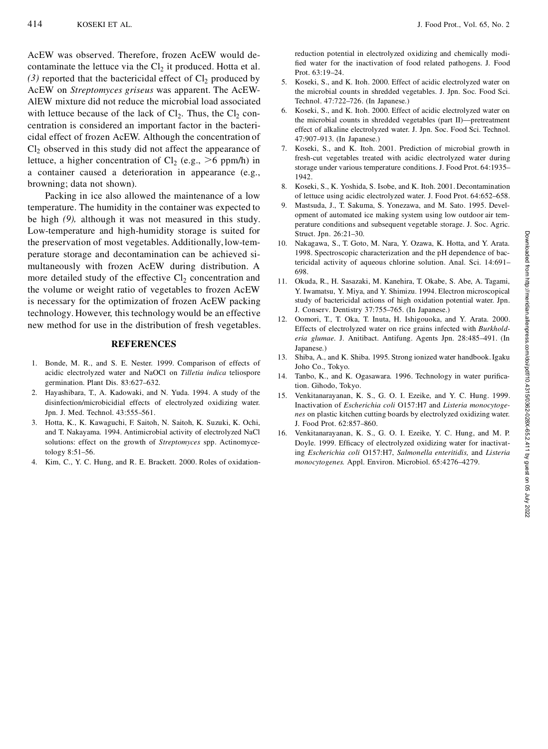AcEW was observed. Therefore, frozen AcEW would decontaminate the lettuce via the $Cl_2$ it produced. Hotta et al. *(3)* reported that the bactericidal effect of $Cl_2$ produced by AcEW on *Streptomyces griseus* was apparent. The AcEW-AlEW mixture did not reduce the microbial load associated with lettuce because of the lack of $Cl_2$. Thus, the $Cl_2$ concentration is considered an important factor in the bactericidal effect of frozen AcEW. Although the concentration of $Cl_2$ observed in this study did not affect the appearance of lettuce, a higher concentration of $Cl_2$ (e.g., $>6$ ppm/h) in a container caused a deterioration in appearance (e.g., browning; data not shown).

Packing in ice also allowed the maintenance of a low temperature. The humidity in the container was expected to be high *(9),* although it was not measured in this study. Low-temperature and high-humidity storage is suited for the preservation of most vegetables. Additionally, low-temperature storage and decontamination can be achieved simultaneously with frozen AcEW during distribution. A more detailed study of the effective $Cl_2$ concentration and the volume or weight ratio of vegetables to frozen AcEW is necessary for the optimization of frozen AcEW packing technology. However, this technology would be an effective new method for use in the distribution of fresh vegetables.

## REFERENCES

1. Bonde, M. R., and S. E. Nester. 1999. Comparison of effects of acidic electrolyzed water and NaOCl on *Tilletia indica* teliospore germination. Plant Dis. 83:627–632.
2. Hayashibara, T., A. Kadowaki, and N. Yuda. 1994. A study of the disinfection/microbicidial effects of electrolyzed oxidizing water. Jpn. J. Med. Technol. 43:555–561.
3. Hotta, K., K. Kawaguchi, F. Saitoh, N. Saitoh, K. Suzuki, K. Ochi, and T. Nakayama. 1994. Antimicrobial activity of electrolyzed NaCl solutions: effect on the growth of *Streptomyces* spp. Actinomycetology 8:51–56.
4. Kim, C., Y. C. Hung, and R. E. Brackett. 2000. Roles of oxidation-reduction potential in electrolyzed oxidizing and chemically modified water for the inactivation of food related pathogens. J. Food Prot. 63:19–24.
5. Koseki, S., and K. Itoh. 2000. Effect of acidic electrolyzed water on the microbial counts in shredded vegetables. J. Jpn. Soc. Food Sci. Technol. 47:722–726. (In Japanese.)
6. Koseki, S., and K. Itoh. 2000. Effect of acidic electrolyzed water on the microbial counts in shredded vegetables (part II)—pretreatment effect of alkaline electrolyzed water. J. Jpn. Soc. Food Sci. Technol. 47:907–913. (In Japanese.)
7. Koseki, S., and K. Itoh. 2001. Prediction of microbial growth in fresh-cut vegetables treated with acidic electrolyzed water during storage under various temperature conditions. J. Food Prot. 64:1935–1942.
8. Koseki, S., K. Yoshida, S. Isobe, and K. Itoh. 2001. Decontamination of lettuce using acidic electrolyzed water. J. Food Prot. 64:652–658.
9. Mastsuda, J., T. Sakuma, S. Yonezawa, and M. Sato. 1995. Development of automated ice making system using low outdoor air temperature conditions and subsequent vegetable storage. J. Soc. Agric. Struct. Jpn. 26:21–30.
10. Nakagawa, S., T. Goto, M. Nara, Y. Ozawa, K. Hotta, and Y. Arata. 1998. Spectroscopic characterization and the pH dependence of bactericidal activity of aqueous chlorine solution. Anal. Sci. 14:691–698.
11. Okuda, R., H. Sasazaki, M. Kanehira, T. Okabe, S. Abe, A. Tagami, Y. Iwamatsu, Y. Miya, and Y. Shimizu. 1994. Electron microscopical study of bactericidal actions of high oxidation potential water. Jpn. J. Conserv. Dentistry 37:755–765. (In Japanese.)
12. Oomori, T., T. Oka, T. Inuta, H. Ishigouoka, and Y. Arata. 2000. Effects of electrolyzed water on rice grains infected with *Burkholderia glumae.* J. Anitibact. Antifung. Agents Jpn. 28:485–491. (In Japanese.)
13. Shiba, A., and K. Shiba. 1995. Strong ionized water handbook. Igaku Joho Co., Tokyo.
14. Tanbo, K., and K. Ogasawara. 1996. Technology in water purification. Gihodo, Tokyo.
15. Venkitanarayanan, K. S., G. O. I. Ezeike, and Y. C. Hung. 1999. Inactivation of *Escherichia coli* O157:H7 and *Listeria monocytogenes* on plastic kitchen cutting boards by electrolyzed oxidizing water. J. Food Prot. 62:857–860.
16. Venkitanarayanan, K. S., G. O. I. Ezeike, Y. C. Hung, and M. P. Doyle. 1999. Efficacy of electrolyzed oxidizing water for inactivating *Escherichia coli* O157:H7, *Salmonella enteritidis,* and *Listeria monocytogenes.* Appl. Environ. Microbiol. 65:4276–4279.